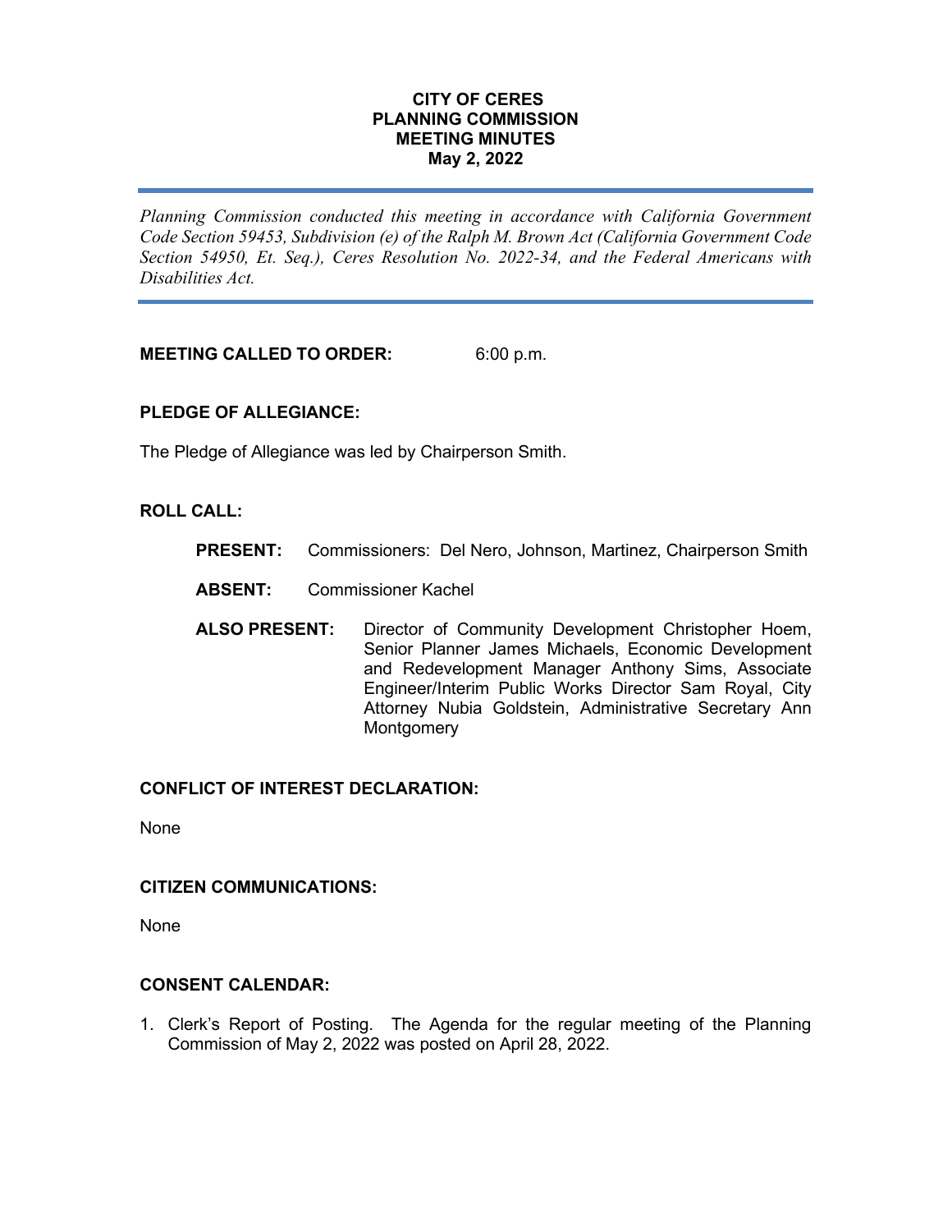# CITY OF CERES
## PLANNING COMMISSION
## MEETING MINUTES
## May 2, 2022

---

*Planning Commission conducted this meeting in accordance with California Government Code Section 59453, Subdivision (e) of the Ralph M. Brown Act (California Government Code Section 54950, Et. Seq.), Ceres Resolution No. 2022-34, and the Federal Americans with Disabilities Act.*

---

**MEETING CALLED TO ORDER:** 6:00 p.m.

**PLEDGE OF ALLEGIANCE:**

The Pledge of Allegiance was led by Chairperson Smith.

**ROLL CALL:**

**PRESENT:** Commissioners: Del Nero, Johnson, Martinez, Chairperson Smith

**ABSENT:** Commissioner Kachel

**ALSO PRESENT:** Director of Community Development Christopher Hoem, Senior Planner James Michaels, Economic Development and Redevelopment Manager Anthony Sims, Associate Engineer/Interim Public Works Director Sam Royal, City Attorney Nubia Goldstein, Administrative Secretary Ann Montgomery

**CONFLICT OF INTEREST DECLARATION:**

None

**CITIZEN COMMUNICATIONS:**

None

**CONSENT CALENDAR:**

1. Clerk's Report of Posting. The Agenda for the regular meeting of the Planning Commission of May 2, 2022 was posted on April 28, 2022.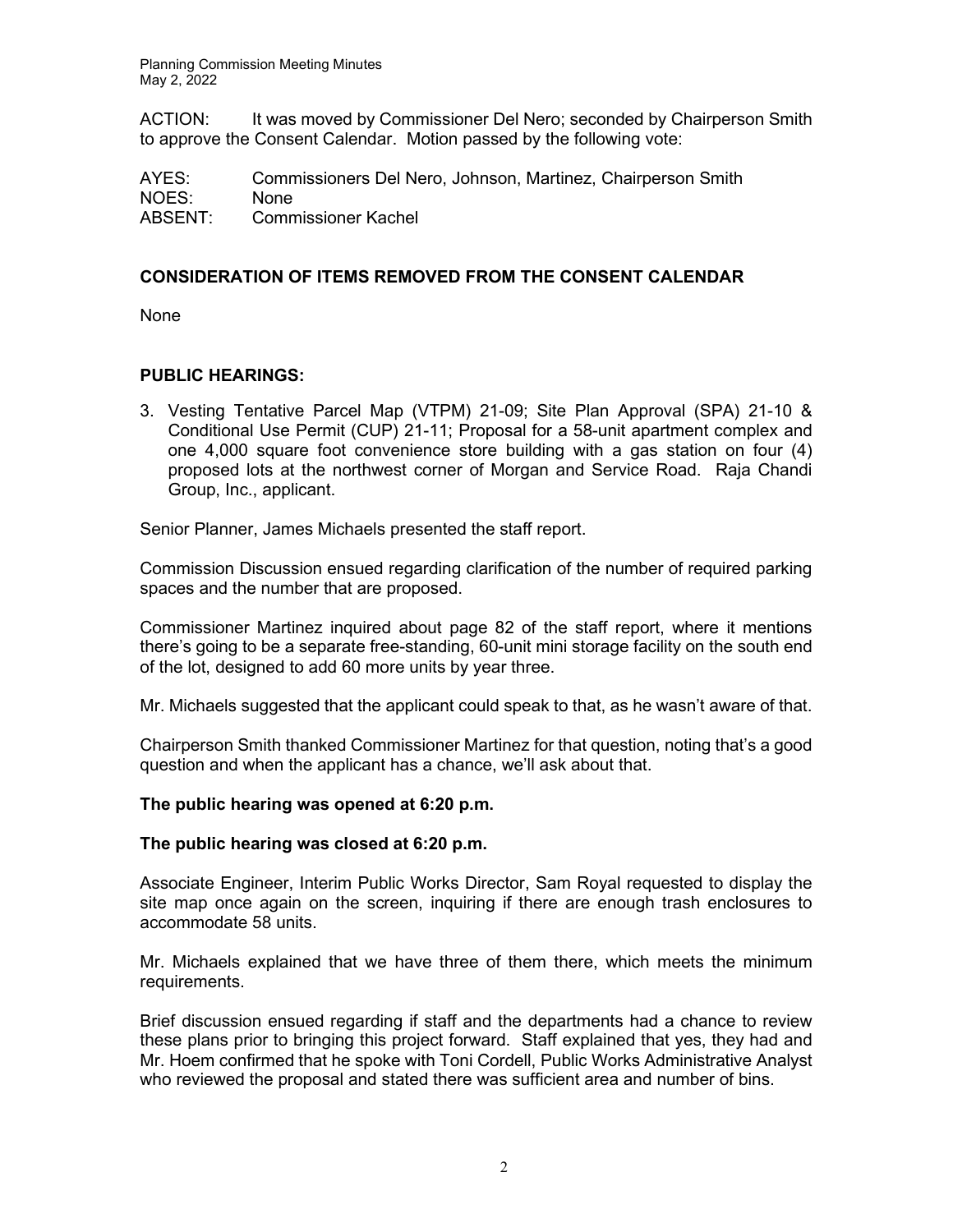ACTION: It was moved by Commissioner Del Nero; seconded by Chairperson Smith to approve the Consent Calendar. Motion passed by the following vote:

AYES: Commissioners Del Nero, Johnson, Martinez, Chairperson Smith
NOES: None
ABSENT: Commissioner Kachel

## CONSIDERATION OF ITEMS REMOVED FROM THE CONSENT CALENDAR

None

## PUBLIC HEARINGS:

3. Vesting Tentative Parcel Map (VTPM) 21-09; Site Plan Approval (SPA) 21-10 & Conditional Use Permit (CUP) 21-11; Proposal for a 58-unit apartment complex and one 4,000 square foot convenience store building with a gas station on four (4) proposed lots at the northwest corner of Morgan and Service Road. Raja Chandi Group, Inc., applicant.

Senior Planner, James Michaels presented the staff report.

Commission Discussion ensued regarding clarification of the number of required parking spaces and the number that are proposed.

Commissioner Martinez inquired about page 82 of the staff report, where it mentions there's going to be a separate free-standing, 60-unit mini storage facility on the south end of the lot, designed to add 60 more units by year three.

Mr. Michaels suggested that the applicant could speak to that, as he wasn't aware of that.

Chairperson Smith thanked Commissioner Martinez for that question, noting that's a good question and when the applicant has a chance, we'll ask about that.

**The public hearing was opened at 6:20 p.m.**

**The public hearing was closed at 6:20 p.m.**

Associate Engineer, Interim Public Works Director, Sam Royal requested to display the site map once again on the screen, inquiring if there are enough trash enclosures to accommodate 58 units.

Mr. Michaels explained that we have three of them there, which meets the minimum requirements.

Brief discussion ensued regarding if staff and the departments had a chance to review these plans prior to bringing this project forward. Staff explained that yes, they had and Mr. Hoem confirmed that he spoke with Toni Cordell, Public Works Administrative Analyst who reviewed the proposal and stated there was sufficient area and number of bins.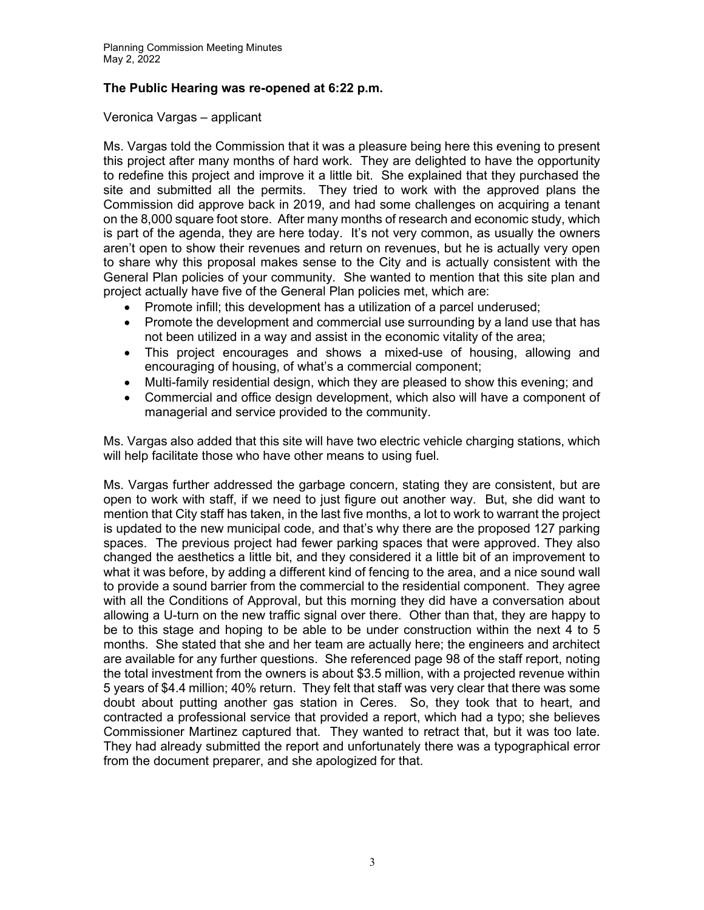**The Public Hearing was re-opened at 6:22 p.m.**

Veronica Vargas – applicant

Ms. Vargas told the Commission that it was a pleasure being here this evening to present this project after many months of hard work. They are delighted to have the opportunity to redefine this project and improve it a little bit. She explained that they purchased the site and submitted all the permits. They tried to work with the approved plans the Commission did approve back in 2019, and had some challenges on acquiring a tenant on the 8,000 square foot store. After many months of research and economic study, which is part of the agenda, they are here today. It's not very common, as usually the owners aren't open to show their revenues and return on revenues, but he is actually very open to share why this proposal makes sense to the City and is actually consistent with the General Plan policies of your community. She wanted to mention that this site plan and project actually have five of the General Plan policies met, which are:

- Promote infill; this development has a utilization of a parcel underused;
- Promote the development and commercial use surrounding by a land use that has not been utilized in a way and assist in the economic vitality of the area;
- This project encourages and shows a mixed-use of housing, allowing and encouraging of housing, of what's a commercial component;
- Multi-family residential design, which they are pleased to show this evening; and
- Commercial and office design development, which also will have a component of managerial and service provided to the community.

Ms. Vargas also added that this site will have two electric vehicle charging stations, which will help facilitate those who have other means to using fuel.

Ms. Vargas further addressed the garbage concern, stating they are consistent, but are open to work with staff, if we need to just figure out another way. But, she did want to mention that City staff has taken, in the last five months, a lot to work to warrant the project is updated to the new municipal code, and that's why there are the proposed 127 parking spaces. The previous project had fewer parking spaces that were approved. They also changed the aesthetics a little bit, and they considered it a little bit of an improvement to what it was before, by adding a different kind of fencing to the area, and a nice sound wall to provide a sound barrier from the commercial to the residential component. They agree with all the Conditions of Approval, but this morning they did have a conversation about allowing a U-turn on the new traffic signal over there. Other than that, they are happy to be to this stage and hoping to be able to be under construction within the next 4 to 5 months. She stated that she and her team are actually here; the engineers and architect are available for any further questions. She referenced page 98 of the staff report, noting the total investment from the owners is about $3.5 million, with a projected revenue within 5 years of $4.4 million; 40% return. They felt that staff was very clear that there was some doubt about putting another gas station in Ceres. So, they took that to heart, and contracted a professional service that provided a report, which had a typo; she believes Commissioner Martinez captured that. They wanted to retract that, but it was too late. They had already submitted the report and unfortunately there was a typographical error from the document preparer, and she apologized for that.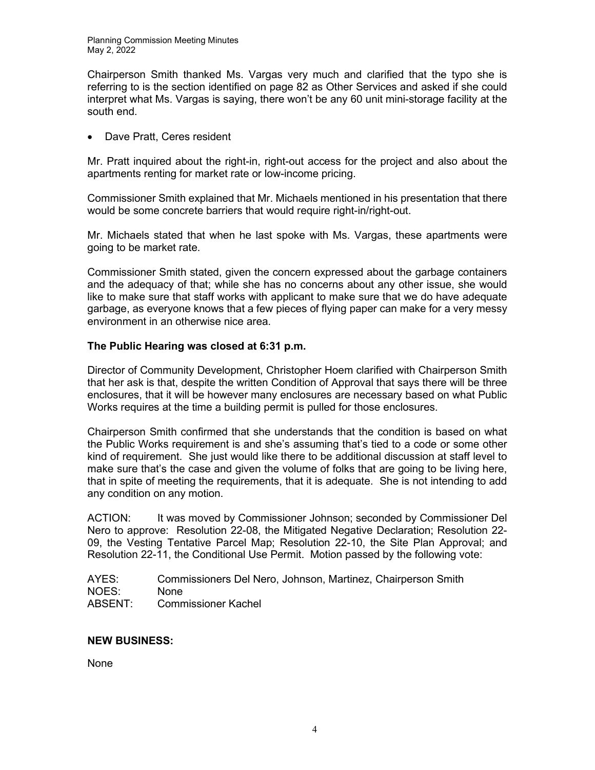Chairperson Smith thanked Ms. Vargas very much and clarified that the typo she is referring to is the section identified on page 82 as Other Services and asked if she could interpret what Ms. Vargas is saying, there won't be any 60 unit mini-storage facility at the south end.

- Dave Pratt, Ceres resident

Mr. Pratt inquired about the right-in, right-out access for the project and also about the apartments renting for market rate or low-income pricing.

Commissioner Smith explained that Mr. Michaels mentioned in his presentation that there would be some concrete barriers that would require right-in/right-out.

Mr. Michaels stated that when he last spoke with Ms. Vargas, these apartments were going to be market rate.

Commissioner Smith stated, given the concern expressed about the garbage containers and the adequacy of that; while she has no concerns about any other issue, she would like to make sure that staff works with applicant to make sure that we do have adequate garbage, as everyone knows that a few pieces of flying paper can make for a very messy environment in an otherwise nice area.

**The Public Hearing was closed at 6:31 p.m.**

Director of Community Development, Christopher Hoem clarified with Chairperson Smith that her ask is that, despite the written Condition of Approval that says there will be three enclosures, that it will be however many enclosures are necessary based on what Public Works requires at the time a building permit is pulled for those enclosures.

Chairperson Smith confirmed that she understands that the condition is based on what the Public Works requirement is and she's assuming that's tied to a code or some other kind of requirement. She just would like there to be additional discussion at staff level to make sure that's the case and given the volume of folks that are going to be living here, that in spite of meeting the requirements, that it is adequate. She is not intending to add any condition on any motion.

ACTION: It was moved by Commissioner Johnson; seconded by Commissioner Del Nero to approve: Resolution 22-08, the Mitigated Negative Declaration; Resolution 22-09, the Vesting Tentative Parcel Map; Resolution 22-10, the Site Plan Approval; and Resolution 22-11, the Conditional Use Permit. Motion passed by the following vote:

AYES: Commissioners Del Nero, Johnson, Martinez, Chairperson Smith
NOES: None
ABSENT: Commissioner Kachel

**NEW BUSINESS:**

None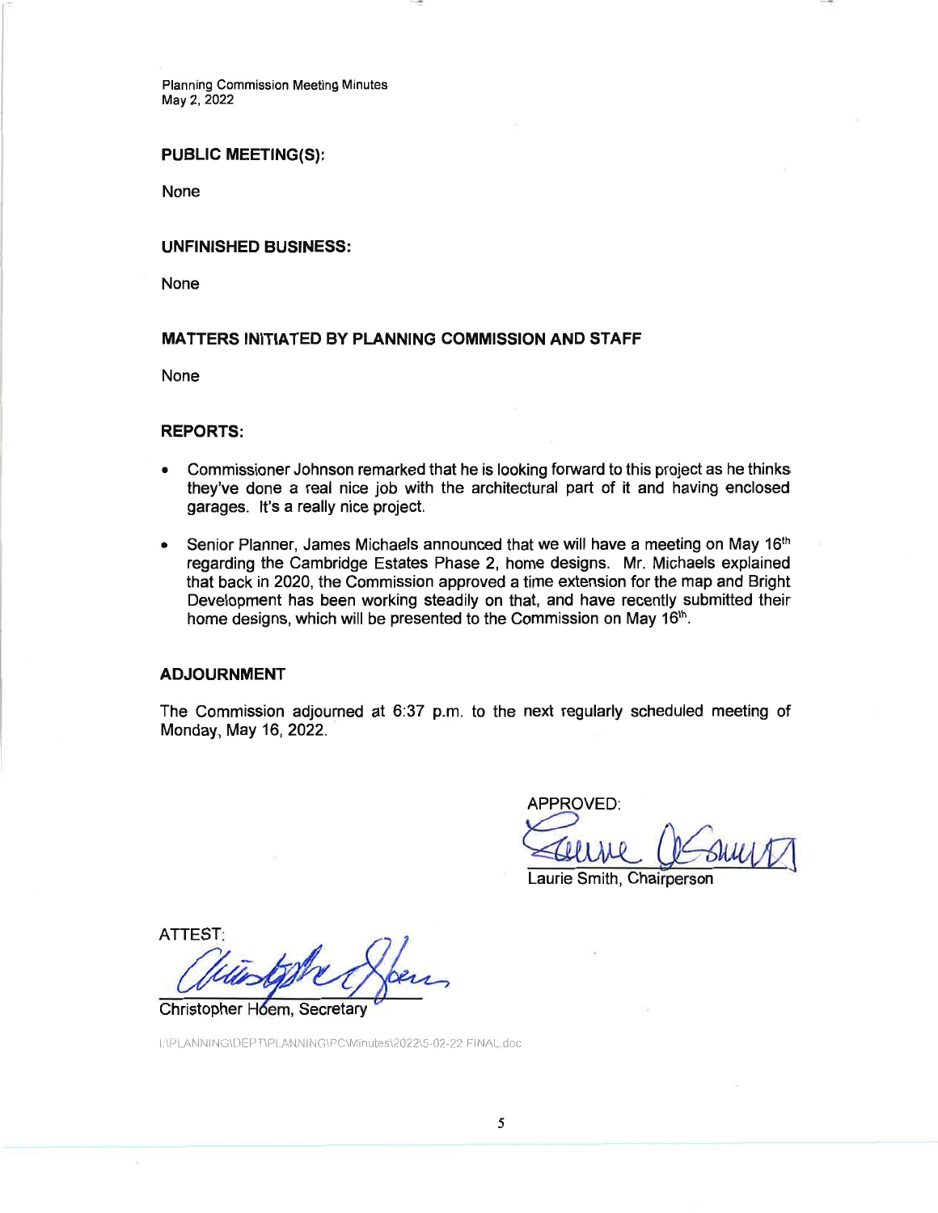Planning Commission Meeting Minutes
May 2, 2022

**PUBLIC MEETING(S):**

None

**UNFINISHED BUSINESS:**

None

**MATTERS INITIATED BY PLANNING COMMISSION AND STAFF**

None

**REPORTS:**

- Commissioner Johnson remarked that he is looking forward to this project as he thinks they've done a real nice job with the architectural part of it and having enclosed garages. It's a really nice project.
- Senior Planner, James Michaels announced that we will have a meeting on May 16th regarding the Cambridge Estates Phase 2, home designs. Mr. Michaels explained that back in 2020, the Commission approved a time extension for the map and Bright Development has been working steadily on that, and have recently submitted their home designs, which will be presented to the Commission on May 16th.

**ADJOURNMENT**

The Commission adjourned at 6:37 p.m. to the next regularly scheduled meeting of Monday, May 16, 2022.

APPROVED:

Laurie Smith, Chairperson

ATTEST:

Christopher Hoem, Secretary

I:\PLANNING\DEPT\PLANNING\PC\Minutes\2022\5-02-22 FINAL.doc